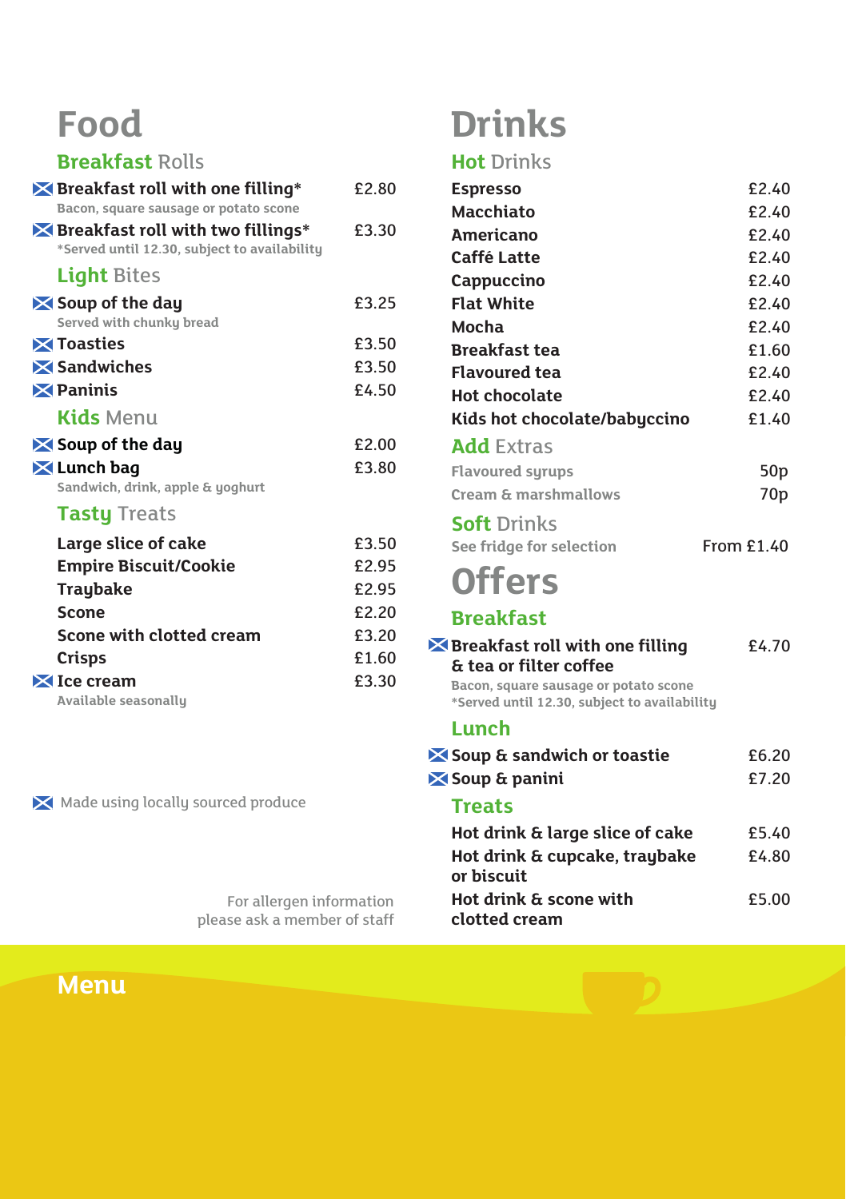# Food

## Breakfast Rolls

| Item | Price |
|---|---|
| 🏴 **Breakfast roll with one filling*** | £2.80 |
| Bacon, square sausage or potato scone | |
| 🏴 **Breakfast roll with two fillings*** | £3.30 |
| *Served until 12.30, subject to availability | |

## Light Bites

| Item | Price |
|---|---|
| 🏴 **Soup of the day** | £3.25 |
| Served with chunky bread | |
| 🏴 **Toasties** | £3.50 |
| 🏴 **Sandwiches** | £3.50 |
| 🏴 **Paninis** | £4.50 |

## Kids Menu

| Item | Price |
|---|---|
| 🏴 **Soup of the day** | £2.00 |
| 🏴 **Lunch bag** | £3.80 |
| Sandwich, drink, apple & yoghurt | |

## Tasty Treats

| Item | Price |
|---|---|
| **Large slice of cake** | £3.50 |
| **Empire Biscuit/Cookie** | £2.95 |
| **Traybake** | £2.95 |
| **Scone** | £2.20 |
| **Scone with clotted cream** | £3.20 |
| **Crisps** | £1.60 |
| 🏴 **Ice cream** | £3.30 |
| Available seasonally | |

🏴 Made using locally sourced produce

For allergen information please ask a member of staff

# Drinks

## Hot Drinks

| Item | Price |
|---|---|
| **Espresso** | £2.40 |
| **Macchiato** | £2.40 |
| **Americano** | £2.40 |
| **Caffé Latte** | £2.40 |
| **Cappuccino** | £2.40 |
| **Flat White** | £2.40 |
| **Mocha** | £2.40 |
| **Breakfast tea** | £1.60 |
| **Flavoured tea** | £2.40 |
| **Hot chocolate** | £2.40 |
| **Kids hot chocolate/babyccino** | £1.40 |

## Add Extras

| Item | Price |
|---|---|
| Flavoured syrups | 50p |
| Cream & marshmallows | 70p |

## Soft Drinks

| Item | Price |
|---|---|
| See fridge for selection | From £1.40 |

# Offers

## Breakfast

| Item | Price |
|---|---|
| 🏴 **Breakfast roll with one filling & tea or filter coffee** | £4.70 |
| Bacon, square sausage or potato scone | |
| *Served until 12.30, subject to availability | |

## Lunch

| Item | Price |
|---|---|
| 🏴 **Soup & sandwich or toastie** | £6.20 |
| 🏴 **Soup & panini** | £7.20 |

## Treats

| Item | Price |
|---|---|
| **Hot drink & large slice of cake** | £5.40 |
| **Hot drink & cupcake, traybake or biscuit** | £4.80 |
| **Hot drink & scone with clotted cream** | £5.00 |

**Menu**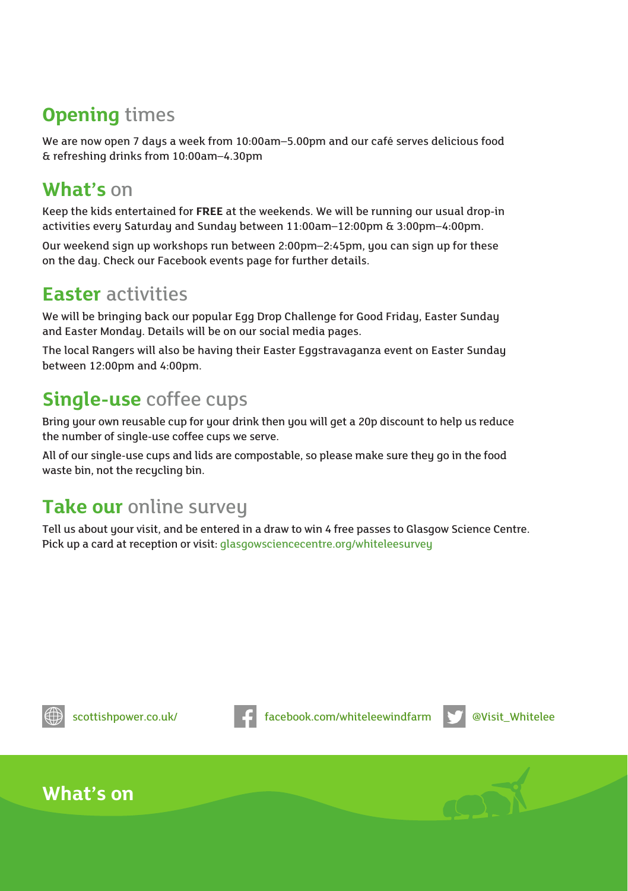## Opening times

We are now open 7 days a week from 10:00am–5.00pm and our café serves delicious food & refreshing drinks from 10:00am–4.30pm

## What's on

Keep the kids entertained for **FREE** at the weekends. We will be running our usual drop-in activities every Saturday and Sunday between 11:00am–12:00pm & 3:00pm–4:00pm.

Our weekend sign up workshops run between 2:00pm–2:45pm, you can sign up for these on the day. Check our Facebook events page for further details.

## Easter activities

We will be bringing back our popular Egg Drop Challenge for Good Friday, Easter Sunday and Easter Monday. Details will be on our social media pages.

The local Rangers will also be having their Easter Eggstravaganza event on Easter Sunday between 12:00pm and 4:00pm.

## Single-use coffee cups

Bring your own reusable cup for your drink then you will get a 20p discount to help us reduce the number of single-use coffee cups we serve.

All of our single-use cups and lids are compostable, so please make sure they go in the food waste bin, not the recycling bin.

## Take our online survey

Tell us about your visit, and be entered in a draw to win 4 free passes to Glasgow Science Centre. Pick up a card at reception or visit: glasgowsciencecentre.org/whiteleesurvey

scottishpower.co.uk/ facebook.com/whiteleewindfarm @Visit_Whitelee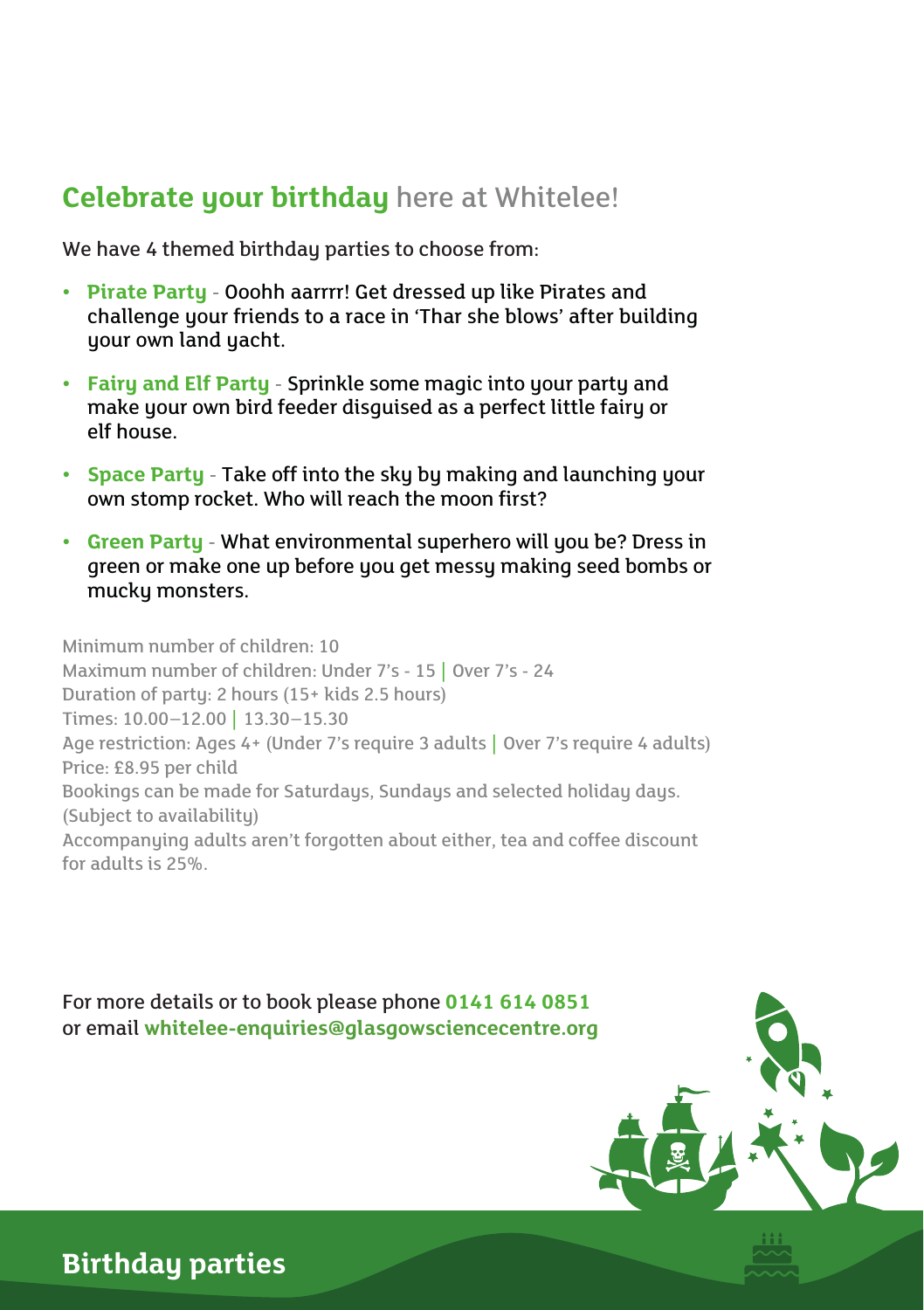## **Celebrate your birthday** here at Whitelee!

We have 4 themed birthday parties to choose from:

- **Pirate Party** - Ooohh aarrrr! Get dressed up like Pirates and challenge your friends to a race in 'Thar she blows' after building your own land yacht.
- **Fairy and Elf Party** - Sprinkle some magic into your party and make your own bird feeder disguised as a perfect little fairy or elf house.
- **Space Party** - Take off into the sky by making and launching your own stomp rocket. Who will reach the moon first?
- **Green Party** - What environmental superhero will you be? Dress in green or make one up before you get messy making seed bombs or mucky monsters.

Minimum number of children: 10
Maximum number of children: Under 7's - 15 | Over 7's - 24
Duration of party: 2 hours (15+ kids 2.5 hours)
Times: 10.00–12.00 | 13.30–15.30
Age restriction: Ages 4+ (Under 7's require 3 adults | Over 7's require 4 adults)
Price: £8.95 per child
Bookings can be made for Saturdays, Sundays and selected holiday days. (Subject to availability)
Accompanying adults aren't forgotten about either, tea and coffee discount for adults is 25%.

For more details or to book please phone **0141 614 0851**
or email **whitelee-enquiries@glasgowsciencecentre.org**

## Birthday parties